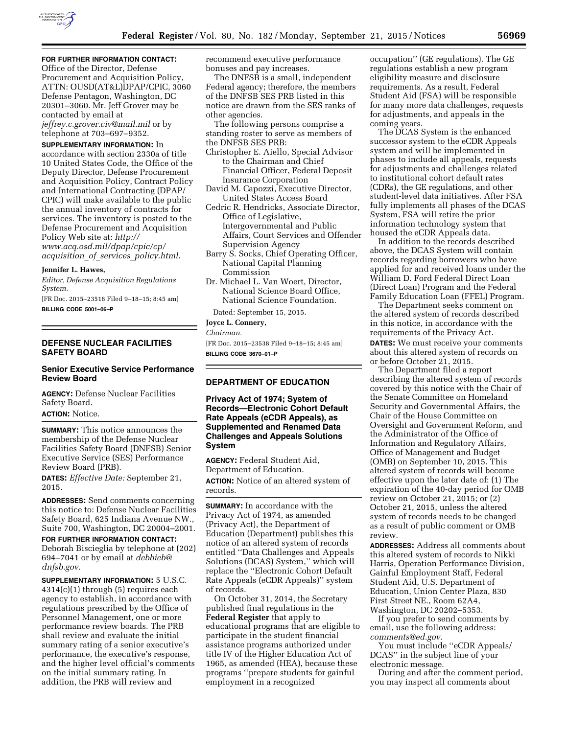**FOR FURTHER INFORMATION CONTACT:** Office of the Director, Defense Procurement and Acquisition Policy, ATTN: OUSD(AT&L)DPAP/CPIC, 3060 Defense Pentagon, Washington, DC 20301–3060. Mr. Jeff Grover may be contacted by email at *jeffrey.c.grover.civ@mail.mil* or by telephone at 703–697–9352.

**SUPPLEMENTARY INFORMATION:** In accordance with section 2330a of title 10 United States Code, the Office of the Deputy Director, Defense Procurement and Acquisition Policy, Contract Policy and International Contracting (DPAP/CPIC) will make available to the public the annual inventory of contracts for services. The inventory is posted to the Defense Procurement and Acquisition Policy Web site at: *http://www.acq.osd.mil/dpap/cpic/cp/acquisition_of_services_policy.html*.

**Jennifer L. Hawes,**

*Editor, Defense Acquisition Regulations System.*

[FR Doc. 2015–23518 Filed 9–18–15; 8:45 am]

**BILLING CODE 5001–06–P**

## DEFENSE NUCLEAR FACILITIES SAFETY BOARD

### Senior Executive Service Performance Review Board

**AGENCY:** Defense Nuclear Facilities Safety Board.

**ACTION:** Notice.

**SUMMARY:** This notice announces the membership of the Defense Nuclear Facilities Safety Board (DNFSB) Senior Executive Service (SES) Performance Review Board (PRB).

**DATES:** *Effective Date:* September 21, 2015.

**ADDRESSES:** Send comments concerning this notice to: Defense Nuclear Facilities Safety Board, 625 Indiana Avenue NW., Suite 700, Washington, DC 20004–2001.

**FOR FURTHER INFORMATION CONTACT:** Deborah Biscieglia by telephone at (202) 694–7041 or by email at *debbieb@dnfsb.gov.*

**SUPPLEMENTARY INFORMATION:** 5 U.S.C. 4314(c)(1) through (5) requires each agency to establish, in accordance with regulations prescribed by the Office of Personnel Management, one or more performance review boards. The PRB shall review and evaluate the initial summary rating of a senior executive's performance, the executive's response, and the higher level official's comments on the initial summary rating. In addition, the PRB will review and recommend executive performance bonuses and pay increases.

The DNFSB is a small, independent Federal agency; therefore, the members of the DNFSB SES PRB listed in this notice are drawn from the SES ranks of other agencies.

The following persons comprise a standing roster to serve as members of the DNFSB SES PRB:

Christopher E. Aiello, Special Advisor to the Chairman and Chief Financial Officer, Federal Deposit Insurance Corporation

David M. Capozzi, Executive Director, United States Access Board

Cedric R. Hendricks, Associate Director, Office of Legislative, Intergovernmental and Public Affairs, Court Services and Offender Supervision Agency

Barry S. Socks, Chief Operating Officer, National Capital Planning Commission

Dr. Michael L. Van Woert, Director, National Science Board Office, National Science Foundation.

Dated: September 15, 2015.

**Joyce L. Connery,**

*Chairman.*

[FR Doc. 2015–23538 Filed 9–18–15; 8:45 am]

**BILLING CODE 3670–01–P**

## DEPARTMENT OF EDUCATION

### Privacy Act of 1974; System of Records—Electronic Cohort Default Rate Appeals (eCDR Appeals), as Supplemented and Renamed Data Challenges and Appeals Solutions System

**AGENCY:** Federal Student Aid, Department of Education.

**ACTION:** Notice of an altered system of records.

**SUMMARY:** In accordance with the Privacy Act of 1974, as amended (Privacy Act), the Department of Education (Department) publishes this notice of an altered system of records entitled ''Data Challenges and Appeals Solutions (DCAS) System,'' which will replace the ''Electronic Cohort Default Rate Appeals (eCDR Appeals)'' system of records.

On October 31, 2014, the Secretary published final regulations in the **Federal Register** that apply to educational programs that are eligible to participate in the student financial assistance programs authorized under title IV of the Higher Education Act of 1965, as amended (HEA), because these programs ''prepare students for gainful employment in a recognized occupation'' (GE regulations). The GE regulations establish a new program eligibility measure and disclosure requirements. As a result, Federal Student Aid (FSA) will be responsible for many more data challenges, requests for adjustments, and appeals in the coming years.

The DCAS System is the enhanced successor system to the eCDR Appeals system and will be implemented in phases to include all appeals, requests for adjustments and challenges related to institutional cohort default rates (CDRs), the GE regulations, and other student-level data initiatives. After FSA fully implements all phases of the DCAS System, FSA will retire the prior information technology system that housed the eCDR Appeals data.

In addition to the records described above, the DCAS System will contain records regarding borrowers who have applied for and received loans under the William D. Ford Federal Direct Loan (Direct Loan) Program and the Federal Family Education Loan (FFEL) Program.

The Department seeks comment on the altered system of records described in this notice, in accordance with the requirements of the Privacy Act.

**DATES:** We must receive your comments about this altered system of records on or before October 21, 2015.

The Department filed a report describing the altered system of records covered by this notice with the Chair of the Senate Committee on Homeland Security and Governmental Affairs, the Chair of the House Committee on Oversight and Government Reform, and the Administrator of the Office of Information and Regulatory Affairs, Office of Management and Budget (OMB) on September 10, 2015. This altered system of records will become effective upon the later date of: (1) The expiration of the 40-day period for OMB review on October 21, 2015; or (2) October 21, 2015, unless the altered system of records needs to be changed as a result of public comment or OMB review.

**ADDRESSES:** Address all comments about this altered system of records to Nikki Harris, Operation Performance Division, Gainful Employment Staff, Federal Student Aid, U.S. Department of Education, Union Center Plaza, 830 First Street NE., Room 62A4, Washington, DC 20202–5353.

If you prefer to send comments by email, use the following address: *comments@ed.gov.*

You must include ''eCDR Appeals/DCAS'' in the subject line of your electronic message.

During and after the comment period, you may inspect all comments about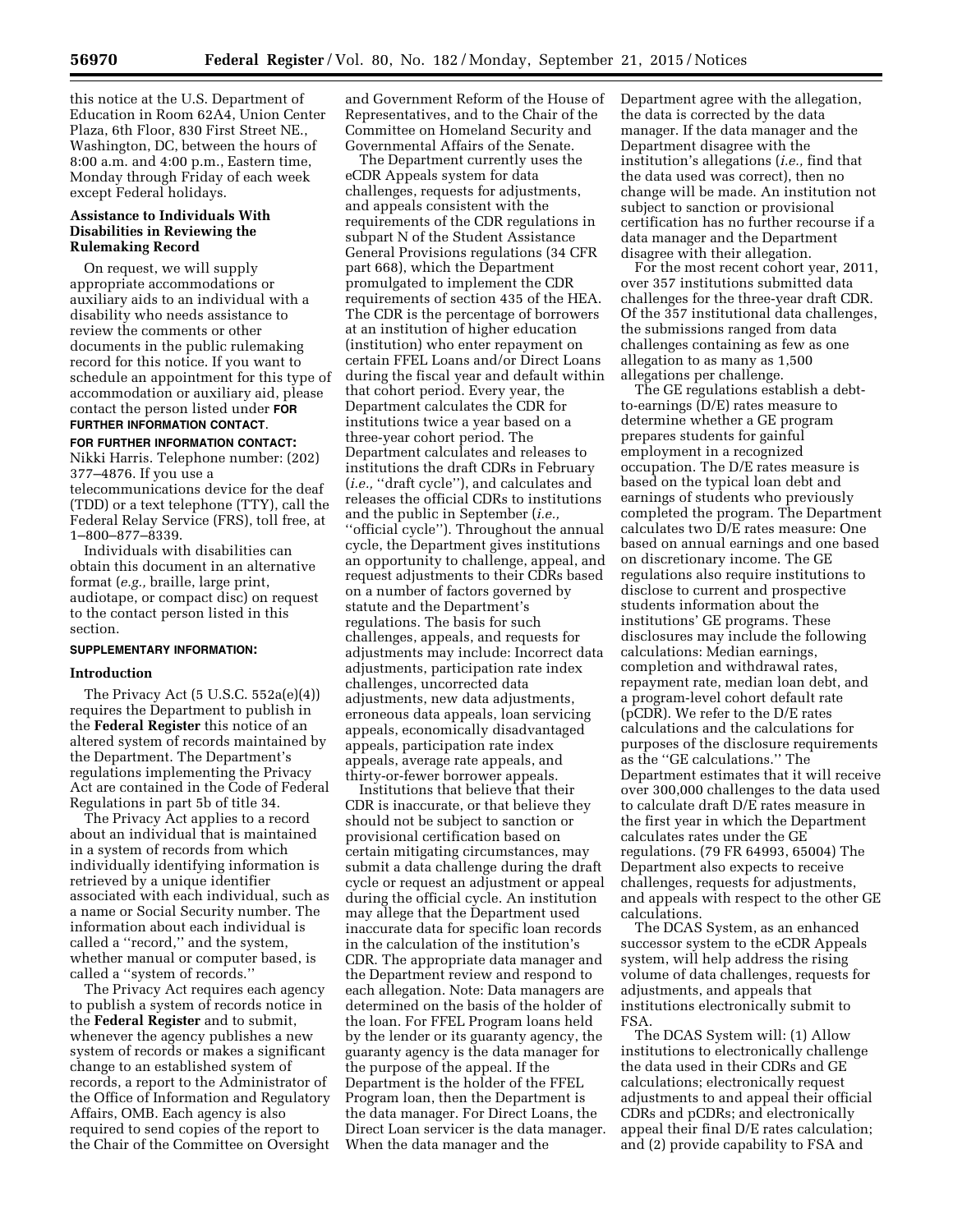this notice at the U.S. Department of Education in Room 62A4, Union Center Plaza, 6th Floor, 830 First Street NE., Washington, DC, between the hours of 8:00 a.m. and 4:00 p.m., Eastern time, Monday through Friday of each week except Federal holidays.

### Assistance to Individuals With Disabilities in Reviewing the Rulemaking Record

On request, we will supply appropriate accommodations or auxiliary aids to an individual with a disability who needs assistance to review the comments or other documents in the public rulemaking record for this notice. If you want to schedule an appointment for this type of accommodation or auxiliary aid, please contact the person listed under **FOR FURTHER INFORMATION CONTACT**.

**FOR FURTHER INFORMATION CONTACT:** Nikki Harris. Telephone number: (202) 377–4876. If you use a telecommunications device for the deaf (TDD) or a text telephone (TTY), call the Federal Relay Service (FRS), toll free, at 1–800–877–8339.

Individuals with disabilities can obtain this document in an alternative format (*e.g.,* braille, large print, audiotape, or compact disc) on request to the contact person listed in this section.

**SUPPLEMENTARY INFORMATION:**

### Introduction

The Privacy Act (5 U.S.C. 552a(e)(4)) requires the Department to publish in the **Federal Register** this notice of an altered system of records maintained by the Department. The Department's regulations implementing the Privacy Act are contained in the Code of Federal Regulations in part 5b of title 34.

The Privacy Act applies to a record about an individual that is maintained in a system of records from which individually identifying information is retrieved by a unique identifier associated with each individual, such as a name or Social Security number. The information about each individual is called a "record," and the system, whether manual or computer based, is called a "system of records."

The Privacy Act requires each agency to publish a system of records notice in the **Federal Register** and to submit, whenever the agency publishes a new system of records or makes a significant change to an established system of records, a report to the Administrator of the Office of Information and Regulatory Affairs, OMB. Each agency is also required to send copies of the report to the Chair of the Committee on Oversight and Government Reform of the House of Representatives, and to the Chair of the Committee on Homeland Security and Governmental Affairs of the Senate.

The Department currently uses the eCDR Appeals system for data challenges, requests for adjustments, and appeals consistent with the requirements of the CDR regulations in subpart N of the Student Assistance General Provisions regulations (34 CFR part 668), which the Department promulgated to implement the CDR requirements of section 435 of the HEA. The CDR is the percentage of borrowers at an institution of higher education (institution) who enter repayment on certain FFEL Loans and/or Direct Loans during the fiscal year and default within that cohort period. Every year, the Department calculates the CDR for institutions twice a year based on a three-year cohort period. The Department calculates and releases to institutions the draft CDRs in February (*i.e.,* "draft cycle"), and calculates and releases the official CDRs to institutions and the public in September (*i.e.,* "official cycle"). Throughout the annual cycle, the Department gives institutions an opportunity to challenge, appeal, and request adjustments to their CDRs based on a number of factors governed by statute and the Department's regulations. The basis for such challenges, appeals, and requests for adjustments may include: Incorrect data adjustments, participation rate index challenges, uncorrected data adjustments, new data adjustments, erroneous data appeals, loan servicing appeals, economically disadvantaged appeals, participation rate index appeals, average rate appeals, and thirty-or-fewer borrower appeals.

Institutions that believe that their CDR is inaccurate, or that believe they should not be subject to sanction or provisional certification based on certain mitigating circumstances, may submit a data challenge during the draft cycle or request an adjustment or appeal during the official cycle. An institution may allege that the Department used inaccurate data for specific loan records in the calculation of the institution's CDR. The appropriate data manager and the Department review and respond to each allegation. Note: Data managers are determined on the basis of the holder of the loan. For FFEL Program loans held by the lender or its guaranty agency, the guaranty agency is the data manager for the purpose of the appeal. If the Department is the holder of the FFEL Program loan, then the Department is the data manager. For Direct Loans, the Direct Loan servicer is the data manager. When the data manager and the Department agree with the allegation, the data is corrected by the data manager. If the data manager and the Department disagree with the institution's allegations (*i.e.,* find that the data used was correct), then no change will be made. An institution not subject to sanction or provisional certification has no further recourse if a data manager and the Department disagree with their allegation.

For the most recent cohort year, 2011, over 357 institutions submitted data challenges for the three-year draft CDR. Of the 357 institutional data challenges, the submissions ranged from data challenges containing as few as one allegation to as many as 1,500 allegations per challenge.

The GE regulations establish a debt-to-earnings (D/E) rates measure to determine whether a GE program prepares students for gainful employment in a recognized occupation. The D/E rates measure is based on the typical loan debt and earnings of students who previously completed the program. The Department calculates two D/E rates measure: One based on annual earnings and one based on discretionary income. The GE regulations also require institutions to disclose to current and prospective students information about the institutions' GE programs. These disclosures may include the following calculations: Median earnings, completion and withdrawal rates, repayment rate, median loan debt, and a program-level cohort default rate (pCDR). We refer to the D/E rates calculations and the calculations for purposes of the disclosure requirements as the "GE calculations." The Department estimates that it will receive over 300,000 challenges to the data used to calculate draft D/E rates measure in the first year in which the Department calculates rates under the GE regulations. (79 FR 64993, 65004) The Department also expects to receive challenges, requests for adjustments, and appeals with respect to the other GE calculations.

The DCAS System, as an enhanced successor system to the eCDR Appeals system, will help address the rising volume of data challenges, requests for adjustments, and appeals that institutions electronically submit to FSA.

The DCAS System will: (1) Allow institutions to electronically challenge the data used in their CDRs and GE calculations; electronically request adjustments to and appeal their official CDRs and pCDRs; and electronically appeal their final D/E rates calculation; and (2) provide capability to FSA and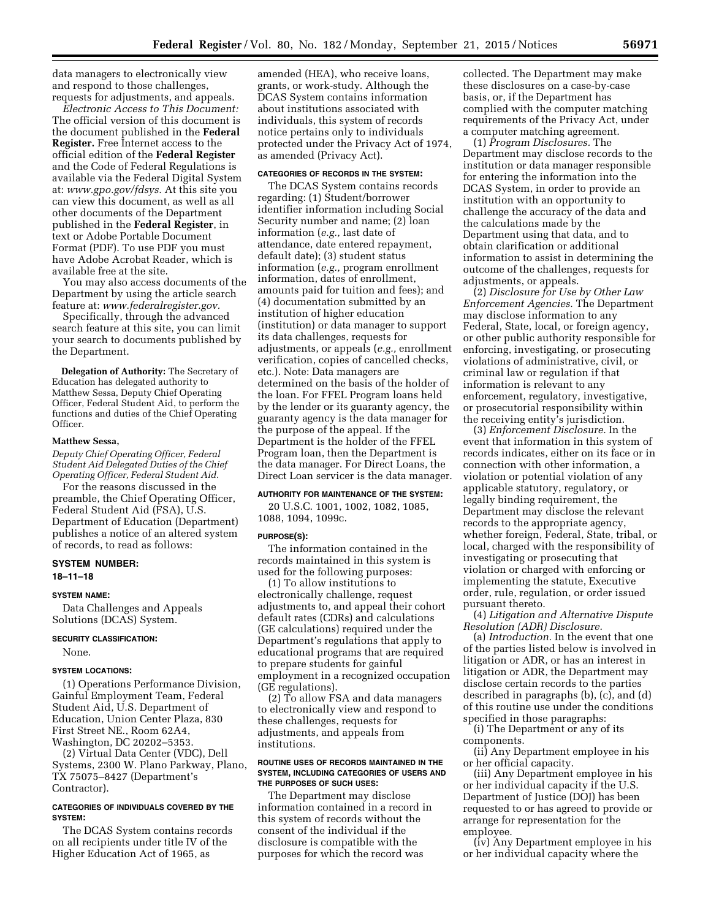data managers to electronically view and respond to those challenges, requests for adjustments, and appeals.

*Electronic Access to This Document:* The official version of this document is the document published in the **Federal Register.** Free Internet access to the official edition of the **Federal Register** and the Code of Federal Regulations is available via the Federal Digital System at: *www.gpo.gov/fdsys.* At this site you can view this document, as well as all other documents of the Department published in the **Federal Register**, in text or Adobe Portable Document Format (PDF). To use PDF you must have Adobe Acrobat Reader, which is available free at the site.

You may also access documents of the Department by using the article search feature at: *www.federalregister.gov.*

Specifically, through the advanced search feature at this site, you can limit your search to documents published by the Department.

**Delegation of Authority:** The Secretary of Education has delegated authority to Matthew Sessa, Deputy Chief Operating Officer, Federal Student Aid, to perform the functions and duties of the Chief Operating Officer.

**Matthew Sessa,**

*Deputy Chief Operating Officer, Federal Student Aid Delegated Duties of the Chief Operating Officer, Federal Student Aid.*

For the reasons discussed in the preamble, the Chief Operating Officer, Federal Student Aid (FSA), U.S. Department of Education (Department) publishes a notice of an altered system of records, to read as follows:

## SYSTEM NUMBER:

**18–11–18**

### SYSTEM NAME:

Data Challenges and Appeals Solutions (DCAS) System.

### SECURITY CLASSIFICATION:

None.

### SYSTEM LOCATIONS:

(1) Operations Performance Division, Gainful Employment Team, Federal Student Aid, U.S. Department of Education, Union Center Plaza, 830 First Street NE., Room 62A4, Washington, DC 20202–5353.

(2) Virtual Data Center (VDC), Dell Systems, 2300 W. Plano Parkway, Plano, TX 75075–8427 (Department's Contractor).

### CATEGORIES OF INDIVIDUALS COVERED BY THE SYSTEM:

The DCAS System contains records on all recipients under title IV of the Higher Education Act of 1965, as amended (HEA), who receive loans, grants, or work-study. Although the DCAS System contains information about institutions associated with individuals, this system of records notice pertains only to individuals protected under the Privacy Act of 1974, as amended (Privacy Act).

### CATEGORIES OF RECORDS IN THE SYSTEM:

The DCAS System contains records regarding: (1) Student/borrower identifier information including Social Security number and name; (2) loan information (*e.g.,* last date of attendance, date entered repayment, default date); (3) student status information (*e.g.,* program enrollment information, dates of enrollment, amounts paid for tuition and fees); and (4) documentation submitted by an institution of higher education (institution) or data manager to support its data challenges, requests for adjustments, or appeals (*e.g.,* enrollment verification, copies of cancelled checks, etc.). Note: Data managers are determined on the basis of the holder of the loan. For FFEL Program loans held by the lender or its guaranty agency, the guaranty agency is the data manager for the purpose of the appeal. If the Department is the holder of the FFEL Program loan, then the Department is the data manager. For Direct Loans, the Direct Loan servicer is the data manager.

### AUTHORITY FOR MAINTENANCE OF THE SYSTEM:

20 U.S.C. 1001, 1002, 1082, 1085, 1088, 1094, 1099c.

### PURPOSE(S):

The information contained in the records maintained in this system is used for the following purposes:

(1) To allow institutions to electronically challenge, request adjustments to, and appeal their cohort default rates (CDRs) and calculations (GE calculations) required under the Department's regulations that apply to educational programs that are required to prepare students for gainful employment in a recognized occupation (GE regulations).

(2) To allow FSA and data managers to electronically view and respond to these challenges, requests for adjustments, and appeals from institutions.

### ROUTINE USES OF RECORDS MAINTAINED IN THE SYSTEM, INCLUDING CATEGORIES OF USERS AND THE PURPOSES OF SUCH USES:

The Department may disclose information contained in a record in this system of records without the consent of the individual if the disclosure is compatible with the purposes for which the record was collected. The Department may make these disclosures on a case-by-case basis, or, if the Department has complied with the computer matching requirements of the Privacy Act, under a computer matching agreement.

(1) *Program Disclosures.* The Department may disclose records to the institution or data manager responsible for entering the information into the DCAS System, in order to provide an institution with an opportunity to challenge the accuracy of the data and the calculations made by the Department using that data, and to obtain clarification or additional information to assist in determining the outcome of the challenges, requests for adjustments, or appeals.

(2) *Disclosure for Use by Other Law Enforcement Agencies.* The Department may disclose information to any Federal, State, local, or foreign agency, or other public authority responsible for enforcing, investigating, or prosecuting violations of administrative, civil, or criminal law or regulation if that information is relevant to any enforcement, regulatory, investigative, or prosecutorial responsibility within the receiving entity's jurisdiction.

(3) *Enforcement Disclosure.* In the event that information in this system of records indicates, either on its face or in connection with other information, a violation or potential violation of any applicable statutory, regulatory, or legally binding requirement, the Department may disclose the relevant records to the appropriate agency, whether foreign, Federal, State, tribal, or local, charged with the responsibility of investigating or prosecuting that violation or charged with enforcing or implementing the statute, Executive order, rule, regulation, or order issued pursuant thereto.

(4) *Litigation and Alternative Dispute Resolution (ADR) Disclosure.*

(a) *Introduction.* In the event that one of the parties listed below is involved in litigation or ADR, or has an interest in litigation or ADR, the Department may disclose certain records to the parties described in paragraphs (b), (c), and (d) of this routine use under the conditions specified in those paragraphs:

(i) The Department or any of its components.

(ii) Any Department employee in his or her official capacity.

(iii) Any Department employee in his or her individual capacity if the U.S. Department of Justice (DOJ) has been requested to or has agreed to provide or arrange for representation for the employee.

(iv) Any Department employee in his or her individual capacity where the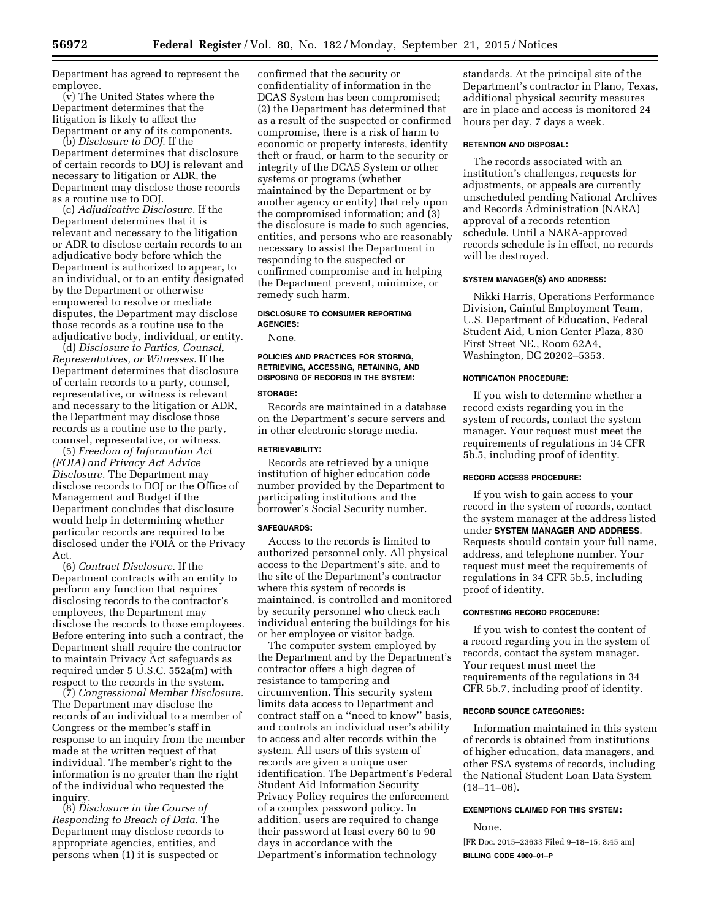Department has agreed to represent the employee.

(v) The United States where the Department determines that the litigation is likely to affect the Department or any of its components.

(b) *Disclosure to DOJ.* If the Department determines that disclosure of certain records to DOJ is relevant and necessary to litigation or ADR, the Department may disclose those records as a routine use to DOJ.

(c) *Adjudicative Disclosure.* If the Department determines that it is relevant and necessary to the litigation or ADR to disclose certain records to an adjudicative body before which the Department is authorized to appear, to an individual, or to an entity designated by the Department or otherwise empowered to resolve or mediate disputes, the Department may disclose those records as a routine use to the adjudicative body, individual, or entity.

(d) *Disclosure to Parties, Counsel, Representatives, or Witnesses.* If the Department determines that disclosure of certain records to a party, counsel, representative, or witness is relevant and necessary to the litigation or ADR, the Department may disclose those records as a routine use to the party, counsel, representative, or witness.

(5) *Freedom of Information Act (FOIA) and Privacy Act Advice Disclosure.* The Department may disclose records to DOJ or the Office of Management and Budget if the Department concludes that disclosure would help in determining whether particular records are required to be disclosed under the FOIA or the Privacy Act.

(6) *Contract Disclosure.* If the Department contracts with an entity to perform any function that requires disclosing records to the contractor's employees, the Department may disclose the records to those employees. Before entering into such a contract, the Department shall require the contractor to maintain Privacy Act safeguards as required under 5 U.S.C. 552a(m) with respect to the records in the system.

(7) *Congressional Member Disclosure.* The Department may disclose the records of an individual to a member of Congress or the member's staff in response to an inquiry from the member made at the written request of that individual. The member's right to the information is no greater than the right of the individual who requested the inquiry.

(8) *Disclosure in the Course of Responding to Breach of Data.* The Department may disclose records to appropriate agencies, entities, and persons when (1) it is suspected or confirmed that the security or confidentiality of information in the DCAS System has been compromised; (2) the Department has determined that as a result of the suspected or confirmed compromise, there is a risk of harm to economic or property interests, identity theft or fraud, or harm to the security or integrity of the DCAS System or other systems or programs (whether maintained by the Department or by another agency or entity) that rely upon the compromised information; and (3) the disclosure is made to such agencies, entities, and persons who are reasonably necessary to assist the Department in responding to the suspected or confirmed compromise and in helping the Department prevent, minimize, or remedy such harm.

**DISCLOSURE TO CONSUMER REPORTING AGENCIES:**

None.

**POLICIES AND PRACTICES FOR STORING, RETRIEVING, ACCESSING, RETAINING, AND DISPOSING OF RECORDS IN THE SYSTEM:**

**STORAGE:**

Records are maintained in a database on the Department's secure servers and in other electronic storage media.

**RETRIEVABILITY:**

Records are retrieved by a unique institution of higher education code number provided by the Department to participating institutions and the borrower's Social Security number.

**SAFEGUARDS:**

Access to the records is limited to authorized personnel only. All physical access to the Department's site, and to the site of the Department's contractor where this system of records is maintained, is controlled and monitored by security personnel who check each individual entering the buildings for his or her employee or visitor badge.

The computer system employed by the Department and by the Department's contractor offers a high degree of resistance to tampering and circumvention. This security system limits data access to Department and contract staff on a "need to know" basis, and controls an individual user's ability to access and alter records within the system. All users of this system of records are given a unique user identification. The Department's Federal Student Aid Information Security Privacy Policy requires the enforcement of a complex password policy. In addition, users are required to change their password at least every 60 to 90 days in accordance with the Department's information technology standards. At the principal site of the Department's contractor in Plano, Texas, additional physical security measures are in place and access is monitored 24 hours per day, 7 days a week.

**RETENTION AND DISPOSAL:**

The records associated with an institution's challenges, requests for adjustments, or appeals are currently unscheduled pending National Archives and Records Administration (NARA) approval of a records retention schedule. Until a NARA-approved records schedule is in effect, no records will be destroyed.

**SYSTEM MANAGER(S) AND ADDRESS:**

Nikki Harris, Operations Performance Division, Gainful Employment Team, U.S. Department of Education, Federal Student Aid, Union Center Plaza, 830 First Street NE., Room 62A4, Washington, DC 20202–5353.

**NOTIFICATION PROCEDURE:**

If you wish to determine whether a record exists regarding you in the system of records, contact the system manager. Your request must meet the requirements of regulations in 34 CFR 5b.5, including proof of identity.

**RECORD ACCESS PROCEDURE:**

If you wish to gain access to your record in the system of records, contact the system manager at the address listed under **SYSTEM MANAGER AND ADDRESS**. Requests should contain your full name, address, and telephone number. Your request must meet the requirements of regulations in 34 CFR 5b.5, including proof of identity.

**CONTESTING RECORD PROCEDURE:**

If you wish to contest the content of a record regarding you in the system of records, contact the system manager. Your request must meet the requirements of the regulations in 34 CFR 5b.7, including proof of identity.

**RECORD SOURCE CATEGORIES:**

Information maintained in this system of records is obtained from institutions of higher education, data managers, and other FSA systems of records, including the National Student Loan Data System (18–11–06).

**EXEMPTIONS CLAIMED FOR THIS SYSTEM:**

None.

[FR Doc. 2015–23633 Filed 9–18–15; 8:45 am]

**BILLING CODE 4000–01–P**